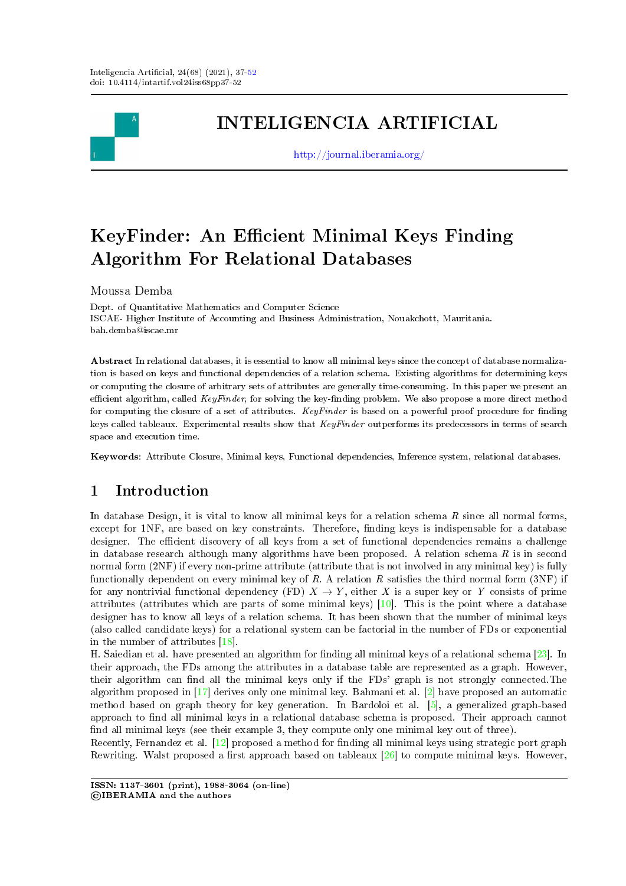# INTELIGENCIA ARTIFICIAL

http://journal.iberamia.org/

# KeyFinder: An Efficient Minimal Keys Finding Algorithm For Relational Databases

Moussa Demba

Dept. of Quantitative Mathematics and Computer Science
ISCAE- Higher Institute of Accounting and Business Administration, Nouakchott, Mauritania.
bah.demba@iscae.mr

**Abstract** In relational databases, it is essential to know all minimal keys since the concept of database normalization is based on keys and functional dependencies of a relation schema. Existing algorithms for determining keys or computing the closure of arbitrary sets of attributes are generally time-consuming. In this paper we present an efficient algorithm, called *KeyFinder*, for solving the key-finding problem. We also propose a more direct method for computing the closure of a set of attributes. *KeyFinder* is based on a powerful proof procedure for finding keys called tableaux. Experimental results show that *KeyFinder* outperforms its predecessors in terms of search space and execution time.

**Keywords**: Attribute Closure, Minimal keys, Functional dependencies, Inference system, relational databases.

## 1 Introduction

In database Design, it is vital to know all minimal keys for a relation schema $R$ since all normal forms, except for 1NF, are based on key constraints. Therefore, finding keys is indispensable for a database designer. The efficient discovery of all keys from a set of functional dependencies remains a challenge in database research although many algorithms have been proposed. A relation schema $R$ is in second normal form (2NF) if every non-prime attribute (attribute that is not involved in any minimal key) is fully functionally dependent on every minimal key of $R$. A relation $R$ satisfies the third normal form (3NF) if for any nontrivial functional dependency (FD) $X \rightarrow Y$, either $X$ is a super key or $Y$ consists of prime attributes (attributes which are parts of some minimal keys) [10]. This is the point where a database designer has to know all keys of a relation schema. It has been shown that the number of minimal keys (also called candidate keys) for a relational system can be factorial in the number of FDs or exponential in the number of attributes [18].
H. Saiedian et al. have presented an algorithm for finding all minimal keys of a relational schema [23]. In their approach, the FDs among the attributes in a database table are represented as a graph. However, their algorithm can find all the minimal keys only if the FDs' graph is not strongly connected.The algorithm proposed in [17] derives only one minimal key. Bahmani et al. [2] have proposed an automatic method based on graph theory for key generation. In Bardoloi et al. [5], a generalized graph-based approach to find all minimal keys in a relational database schema is proposed. Their approach cannot find all minimal keys (see their example 3, they compute only one minimal key out of three).
Recently, Fernandez et al. [12] proposed a method for finding all minimal keys using strategic port graph Rewriting. Walst proposed a first approach based on tableaux [26] to compute minimal keys. However,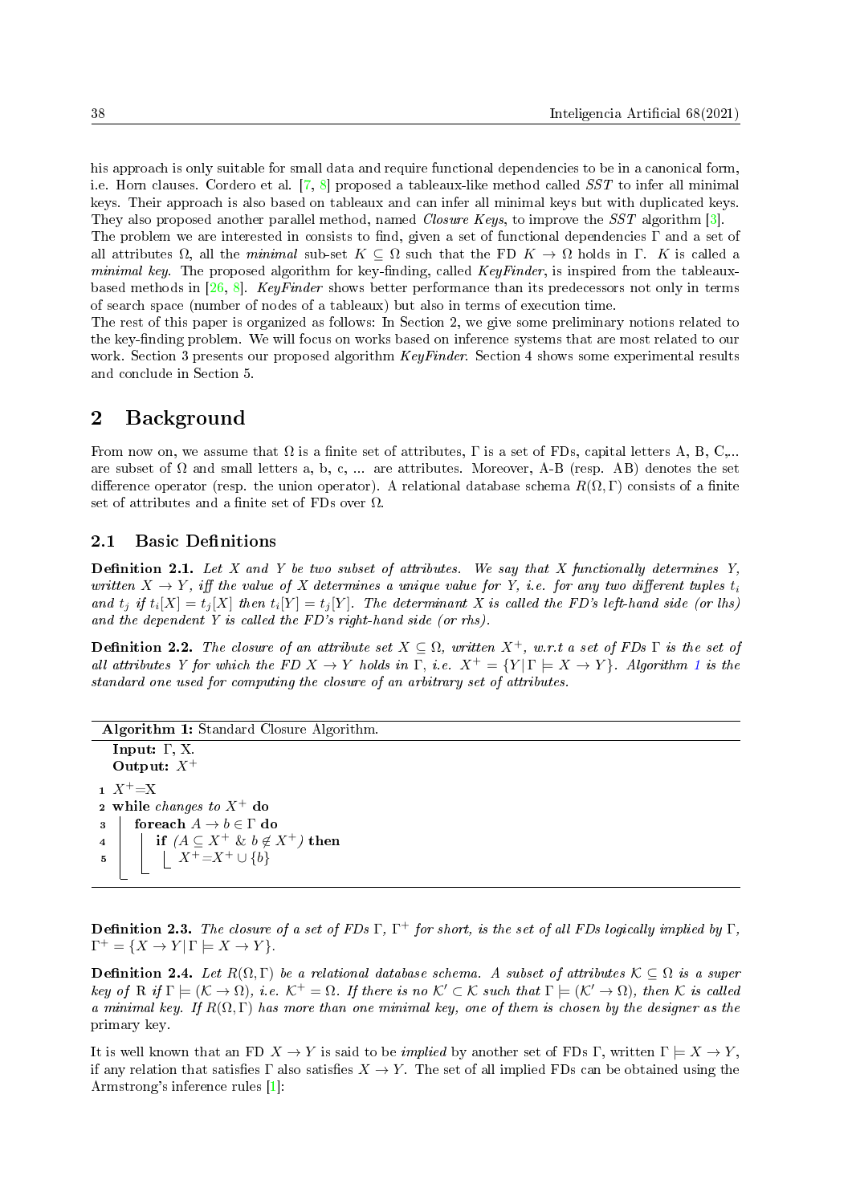his approach is only suitable for small data and require functional dependencies to be in a canonical form, i.e. Horn clauses. Cordero et al. [7, 8] proposed a tableaux-like method called *SST* to infer all minimal keys. Their approach is also based on tableaux and can infer all minimal keys but with duplicated keys. They also proposed another parallel method, named *Closure Keys*, to improve the *SST* algorithm [3].
The problem we are interested in consists to find, given a set of functional dependencies $\Gamma$ and a set of all attributes $\Omega$, all the *minimal* sub-set $K \subseteq \Omega$ such that the FD $K \to \Omega$ holds in $\Gamma$. $K$ is called a *minimal key*. The proposed algorithm for key-finding, called *KeyFinder*, is inspired from the tableaux-based methods in [26, 8]. *KeyFinder* shows better performance than its predecessors not only in terms of search space (number of nodes of a tableaux) but also in terms of execution time.
The rest of this paper is organized as follows: In Section 2, we give some preliminary notions related to the key-finding problem. We will focus on works based on inference systems that are most related to our work. Section 3 presents our proposed algorithm *KeyFinder*. Section 4 shows some experimental results and conclude in Section 5.

# 2 Background

From now on, we assume that $\Omega$ is a finite set of attributes, $\Gamma$ is a set of FDs, capital letters A, B, C,... are subset of $\Omega$ and small letters a, b, c, ... are attributes. Moreover, A-B (resp. AB) denotes the set difference operator (resp. the union operator). A relational database schema $R(\Omega, \Gamma)$ consists of a finite set of attributes and a finite set of FDs over $\Omega$.

## 2.1 Basic Definitions

**Definition 2.1.** *Let $X$ and $Y$ be two subset of attributes. We say that $X$ functionally determines $Y$, written $X \to Y$, iff the value of $X$ determines a unique value for $Y$, i.e. for any two different tuples $t_i$ and $t_j$ if $t_i[X] = t_j[X]$ then $t_i[Y] = t_j[Y]$. The determinant $X$ is called the FD's left-hand side (or lhs) and the dependent $Y$ is called the FD's right-hand side (or rhs).*

**Definition 2.2.** *The closure of an attribute set $X \subseteq \Omega$, written $X^+$, w.r.t a set of FDs $\Gamma$ is the set of all attributes $Y$ for which the FD $X \to Y$ holds in $\Gamma$, i.e. $X^+ = \{Y | \Gamma \models X \to Y\}$. Algorithm 1 is the standard one used for computing the closure of an arbitrary set of attributes.*

**Algorithm 1:** Standard Closure Algorithm.

```
   Input: Γ, X.
   Output: X⁺
1  X⁺=X
2  while changes to X⁺ do
3      foreach A → b ∈ Γ do
4          if (A ⊆ X⁺ & b ∉ X⁺) then
5              X⁺=X⁺ ∪ {b}
```

**Definition 2.3.** *The closure of a set of FDs $\Gamma$, $\Gamma^+$ for short, is the set of all FDs logically implied by $\Gamma$, $\Gamma^+ = \{X \to Y | \Gamma \models X \to Y\}$.*

**Definition 2.4.** *Let $R(\Omega, \Gamma)$ be a relational database schema. A subset of attributes $\mathcal{K} \subseteq \Omega$ is a super key of R if $\Gamma \models (\mathcal{K} \to \Omega)$, i.e. $\mathcal{K}^+ = \Omega$. If there is no $\mathcal{K}' \subset \mathcal{K}$ such that $\Gamma \models (\mathcal{K}' \to \Omega)$, then $\mathcal{K}$ is called a minimal key. If $R(\Omega, \Gamma)$ has more than one minimal key, one of them is chosen by the designer as the* primary key.

It is well known that an FD $X \to Y$ is said to be *implied* by another set of FDs $\Gamma$, written $\Gamma \models X \to Y$, if any relation that satisfies $\Gamma$ also satisfies $X \to Y$. The set of all implied FDs can be obtained using the Armstrong's inference rules [1]: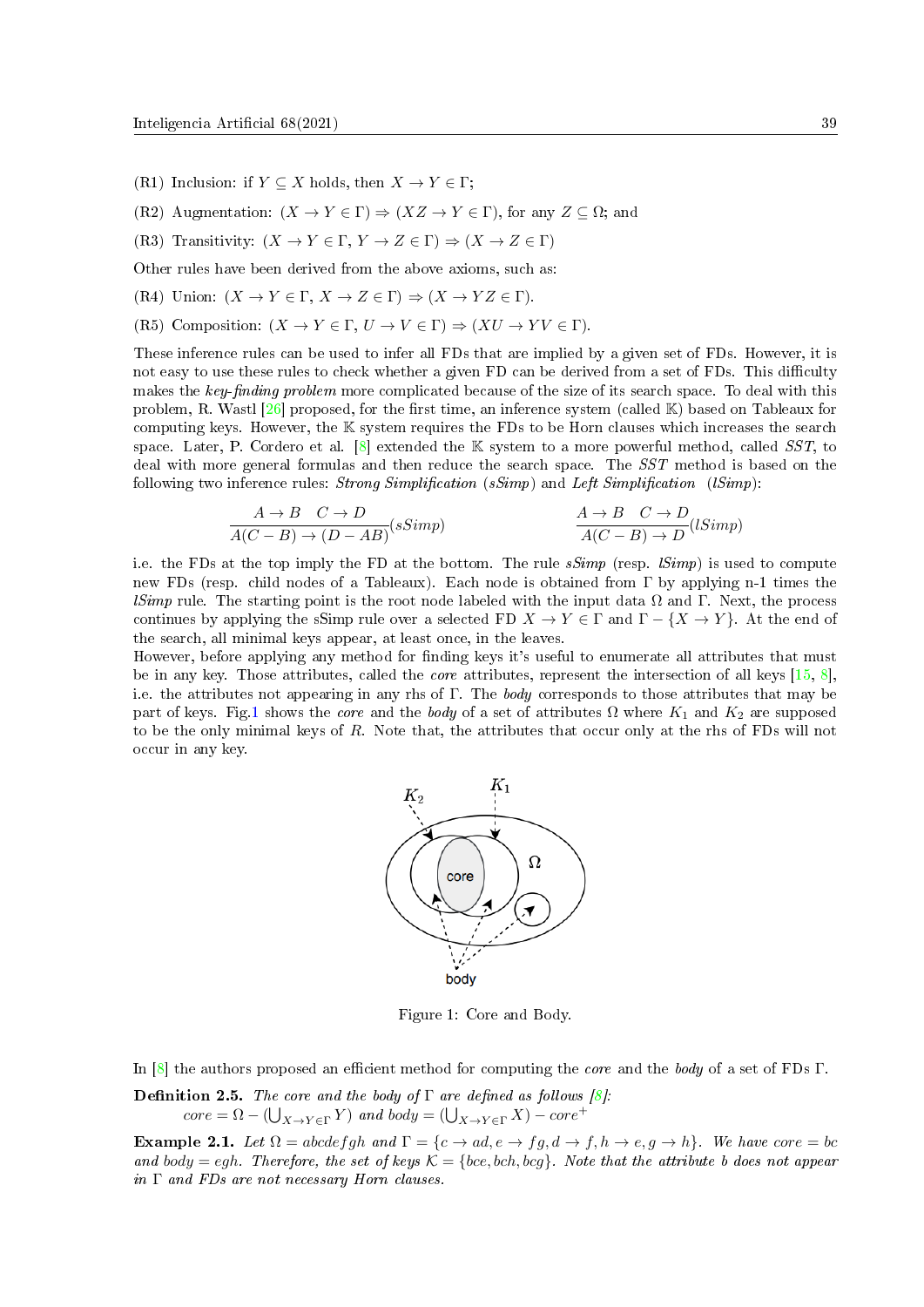(R1) Inclusion: if $Y \subseteq X$ holds, then $X \to Y \in \Gamma$;

(R2) Augmentation: $(X \to Y \in \Gamma) \Rightarrow (XZ \to Y \in \Gamma)$, for any $Z \subseteq \Omega$; and

(R3) Transitivity: $(X \to Y \in \Gamma,\ Y \to Z \in \Gamma) \Rightarrow (X \to Z \in \Gamma)$

Other rules have been derived from the above axioms, such as:

(R4) Union: $(X \to Y \in \Gamma,\ X \to Z \in \Gamma) \Rightarrow (X \to YZ \in \Gamma)$.

(R5) Composition: $(X \to Y \in \Gamma,\ U \to V \in \Gamma) \Rightarrow (XU \to YV \in \Gamma)$.

These inference rules can be used to infer all FDs that are implied by a given set of FDs. However, it is not easy to use these rules to check whether a given FD can be derived from a set of FDs. This difficulty makes the *key-finding problem* more complicated because of the size of its search space. To deal with this problem, R. Wastl [26] proposed, for the first time, an inference system (called $\mathbb{K}$) based on Tableaux for computing keys. However, the $\mathbb{K}$ system requires the FDs to be Horn clauses which increases the search space. Later, P. Cordero et al. [8] extended the $\mathbb{K}$ system to a more powerful method, called *SST*, to deal with more general formulas and then reduce the search space. The *SST* method is based on the following two inference rules: *Strong Simplification* (*sSimp*) and *Left Simplification* (*lSimp*):

$$\frac{A \to B \quad C \to D}{A(C-B) \to (D-AB)}(sSimp) \qquad\qquad \frac{A \to B \quad C \to D}{A(C-B) \to D}(lSimp)$$

i.e. the FDs at the top imply the FD at the bottom. The rule *sSimp* (resp. *lSimp*) is used to compute new FDs (resp. child nodes of a Tableaux). Each node is obtained from $\Gamma$ by applying n-1 times the *lSimp* rule. The starting point is the root node labeled with the input data $\Omega$ and $\Gamma$. Next, the process continues by applying the sSimp rule over a selected FD $X \to Y \in \Gamma$ and $\Gamma - \{X \to Y\}$. At the end of the search, all minimal keys appear, at least once, in the leaves.

However, before applying any method for finding keys it's useful to enumerate all attributes that must be in any key. Those attributes, called the *core* attributes, represent the intersection of all keys [15, 8], i.e. the attributes not appearing in any rhs of $\Gamma$. The *body* corresponds to those attributes that may be part of keys. Fig.1 shows the *core* and the *body* of a set of attributes $\Omega$ where $K_1$ and $K_2$ are supposed to be the only minimal keys of $R$. Note that, the attributes that occur only at the rhs of FDs will not occur in any key.

Figure 1: Core and Body.

In [8] the authors proposed an efficient method for computing the *core* and the *body* of a set of FDs $\Gamma$.

**Definition 2.5.** *The core and the body of $\Gamma$ are defined as follows [8]:*
$core = \Omega - (\bigcup_{X \to Y \in \Gamma} Y)$ *and* $body = (\bigcup_{X \to Y \in \Gamma} X) - core^{+}$

**Example 2.1.** *Let $\Omega = abcdefgh$ and $\Gamma = \{c \to ad, e \to fg, d \to f, h \to e, g \to h\}$. We have $core = bc$ and $body = egh$. Therefore, the set of keys $\mathcal{K} = \{bce, bch, bcg\}$. Note that the attribute $b$ does not appear in $\Gamma$ and FDs are not necessary Horn clauses.*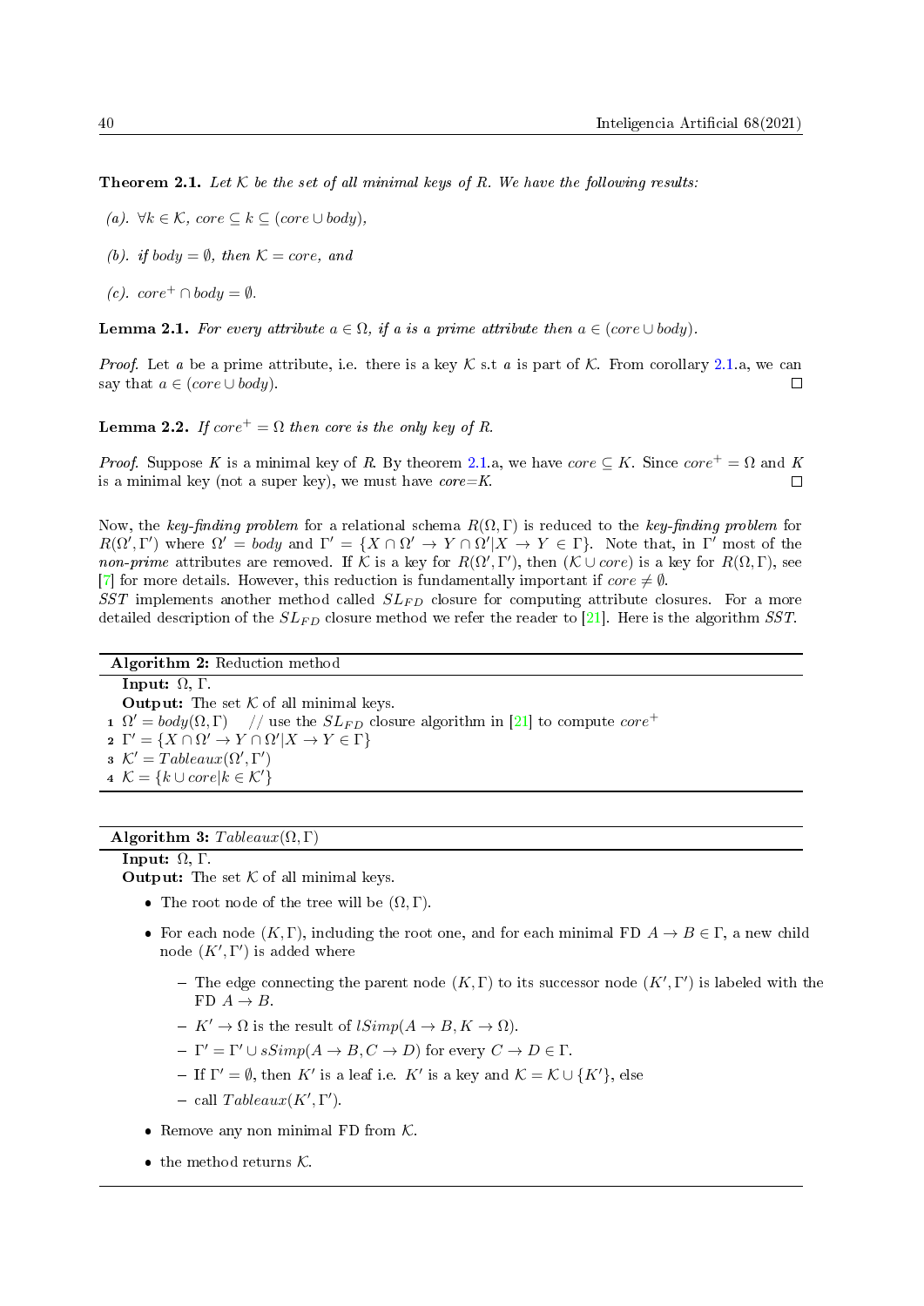**Theorem 2.1.** *Let $\mathcal{K}$ be the set of all minimal keys of $R$. We have the following results:*

*(a). $\forall k \in \mathcal{K}$, $core \subseteq k \subseteq (core \cup body)$,*

*(b). if $body = \emptyset$, then $\mathcal{K} = core$, and*

*(c). $core^+ \cap body = \emptyset$.*

**Lemma 2.1.** *For every attribute $a \in \Omega$, if $a$ is a prime attribute then $a \in (core \cup body)$.*

*Proof.* Let $a$ be a prime attribute, i.e. there is a key $\mathcal{K}$ s.t $a$ is part of $\mathcal{K}$. From corollary 2.1.a, we can say that $a \in (core \cup body)$. □

**Lemma 2.2.** *If $core^+ = \Omega$ then core is the only key of $R$.*

*Proof.* Suppose $K$ is a minimal key of $R$. By theorem 2.1.a, we have $core \subseteq K$. Since $core^+ = \Omega$ and $K$ is a minimal key (not a super key), we must have $core{=}K$. □

Now, the *key-finding problem* for a relational schema $R(\Omega, \Gamma)$ is reduced to the *key-finding problem* for $R(\Omega', \Gamma')$ where $\Omega' = body$ and $\Gamma' = \{X \cap \Omega' \to Y \cap \Omega' | X \to Y \in \Gamma\}$. Note that, in $\Gamma'$ most of the *non-prime* attributes are removed. If $\mathcal{K}$ is a key for $R(\Omega', \Gamma')$, then $(\mathcal{K} \cup core)$ is a key for $R(\Omega, \Gamma)$, see [7] for more details. However, this reduction is fundamentally important if $core \neq \emptyset$.
*SST* implements another method called $SL_{FD}$ closure for computing attribute closures. For a more detailed description of the $SL_{FD}$ closure method we refer the reader to [21]. Here is the algorithm *SST*.

---

**Algorithm 2:** Reduction method

**Input:** $\Omega$, $\Gamma$.
**Output:** The set $\mathcal{K}$ of all minimal keys.

1. $\Omega' = body(\Omega, \Gamma)$ // use the $SL_{FD}$ closure algorithm in [21] to compute $core^+$
2. $\Gamma' = \{X \cap \Omega' \to Y \cap \Omega' | X \to Y \in \Gamma\}$
3. $\mathcal{K}' = Tableaux(\Omega', \Gamma')$
4. $\mathcal{K} = \{k \cup core | k \in \mathcal{K}'\}$

---

**Algorithm 3:** $Tableaux(\Omega, \Gamma)$

**Input:** $\Omega$, $\Gamma$.
**Output:** The set $\mathcal{K}$ of all minimal keys.

- The root node of the tree will be $(\Omega, \Gamma)$.
- For each node $(K, \Gamma)$, including the root one, and for each minimal FD $A \to B \in \Gamma$, a new child node $(K', \Gamma')$ is added where
  - The edge connecting the parent node $(K, \Gamma)$ to its successor node $(K', \Gamma')$ is labeled with the FD $A \to B$.
  - $K' \to \Omega$ is the result of $lSimp(A \to B, K \to \Omega)$.
  - $\Gamma' = \Gamma' \cup sSimp(A \to B, C \to D)$ for every $C \to D \in \Gamma$.
  - If $\Gamma' = \emptyset$, then $K'$ is a leaf i.e. $K'$ is a key and $\mathcal{K} = \mathcal{K} \cup \{K'\}$, else
  - call $Tableaux(K', \Gamma')$.
- Remove any non minimal FD from $\mathcal{K}$.
- the method returns $\mathcal{K}$.

---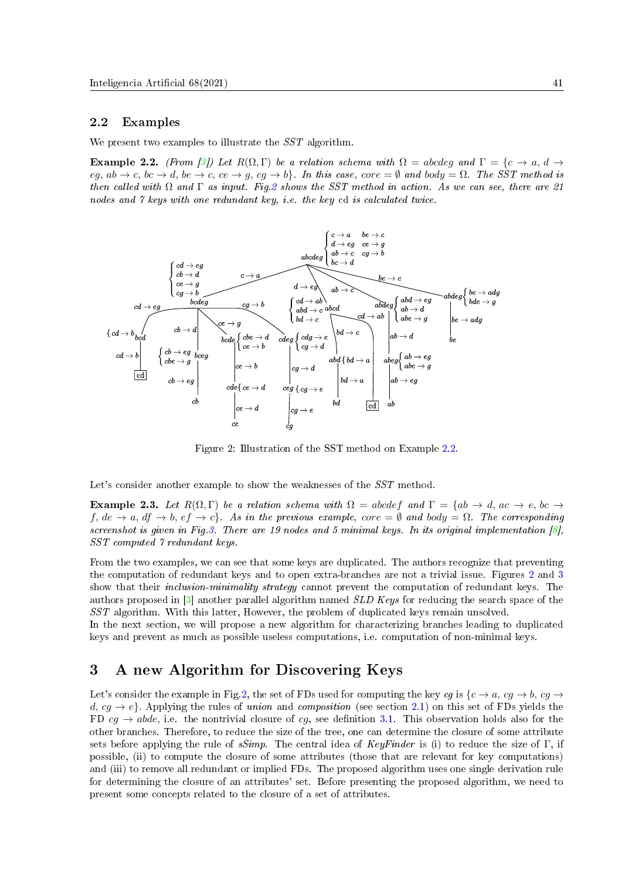## 2.2 Examples

We present two examples to illustrate the *SST* algorithm.

**Example 2.2.** *(From [3]) Let $R(\Omega, \Gamma)$ be a relation schema with $\Omega = abcdeg$ and $\Gamma = \{c \to a,\ d \to eg,\ ab \to c,\ bc \to d,\ be \to c,\ ce \to g,\ cg \to b\}$. In this case, core $= \emptyset$ and body $= \Omega$. The SST method is then called with $\Omega$ and $\Gamma$ as input. Fig.2 shows the SST method in action. As we can see, there are 21 nodes and 7 keys with one redundant key, i.e. the key* cd *is calculated twice.*

Figure 2: Illustration of the SST method on Example 2.2.

Let's consider another example to show the weaknesses of the *SST* method.

**Example 2.3.** *Let $R(\Omega, \Gamma)$ be a relation schema with $\Omega = abcdef$ and $\Gamma = \{ab \to d,\ ac \to e,\ bc \to f,\ de \to a,\ df \to b,\ ef \to c\}$. As in the previous example, core $= \emptyset$ and body $= \Omega$. The corresponding screenshot is given in Fig.3. There are 19 nodes and 5 minimal keys. In its original implementation [8], SST computed 7 redundant keys.*

From the two examples, we can see that some keys are duplicated. The authors recognize that preventing the computation of redundant keys and to open extra-branches are not a trivial issue. Figures 2 and 3 show that their *inclusion-minimality strategy* cannot prevent the computation of redundant keys. The authors proposed in [3] another parallel algorithm named *SLD Keys* for reducing the search space of the *SST* algorithm. With this latter, However, the problem of duplicated keys remain unsolved.
In the next section, we will propose a new algorithm for characterizing branches leading to duplicated keys and prevent as much as possible useless computations, i.e. computation of non-minimal keys.

# 3 A new Algorithm for Discovering Keys

Let's consider the example in Fig.2, the set of FDs used for computing the key *cg* is $\{c \to a,\ cg \to b,\ cg \to d,\ cg \to e\}$. Applying the rules of *union* and *composition* (see section 2.1) on this set of FDs yields the FD $cg \to abde$, i.e. the nontrivial closure of *cg*, see definition 3.1. This observation holds also for the other branches. Therefore, to reduce the size of the tree, one can determine the closure of some attribute sets before applying the rule of *sSimp*. The central idea of *KeyFinder* is (i) to reduce the size of $\Gamma$, if possible, (ii) to compute the closure of some attributes (those that are relevant for key computations) and (iii) to remove all redundant or implied FDs. The proposed algorithm uses one single derivation rule for determining the closure of an attributes' set. Before presenting the proposed algorithm, we need to present some concepts related to the closure of a set of attributes.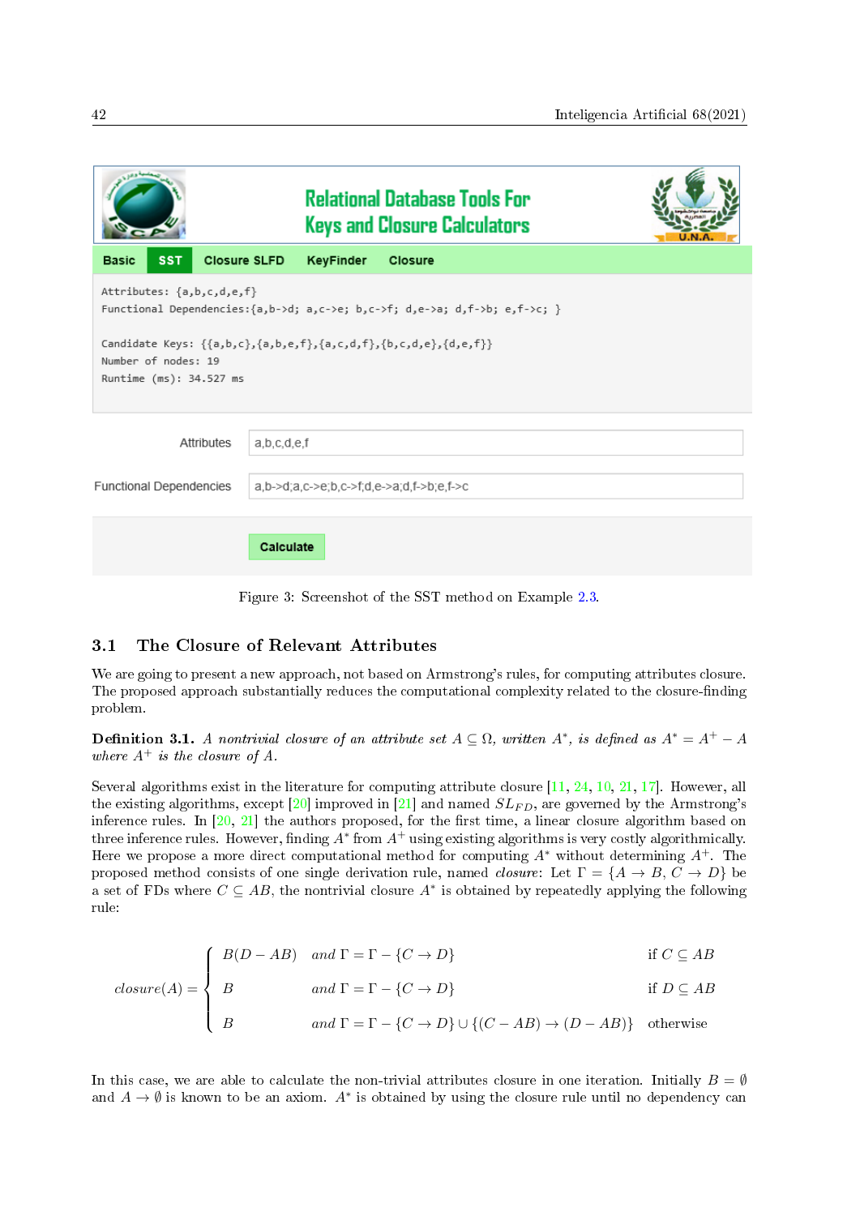Relational Database Tools For Keys and Closure Calculators

Basic | SST | Closure SLFD | KeyFinder | Closure

```
Attributes: {a,b,c,d,e,f}
Functional Dependencies:{a,b->d; a,c->e; b,c->f; d,e->a; d,f->b; e,f->c; }

Candidate Keys: {{a,b,c},{a,b,e,f},{a,c,d,f},{b,c,d,e},{d,e,f}}
Number of nodes: 19
Runtime (ms): 34.527 ms
```

Attributes: a,b,c,d,e,f

Functional Dependencies: a,b->d;a,c->e;b,c->f;d,e->a;d,f->b;e,f->c

Calculate

Figure 3: Screenshot of the SST method on Example 2.3.

## 3.1 The Closure of Relevant Attributes

We are going to present a new approach, not based on Armstrong's rules, for computing attributes closure. The proposed approach substantially reduces the computational complexity related to the closure-finding problem.

**Definition 3.1.** *A nontrivial closure of an attribute set $A \subseteq \Omega$, written $A^*$, is defined as $A^* = A^+ - A$ where $A^+$ is the closure of $A$.*

Several algorithms exist in the literature for computing attribute closure [11, 24, 10, 21, 17]. However, all the existing algorithms, except [20] improved in [21] and named $SL_{FD}$, are governed by the Armstrong's inference rules. In [20, 21] the authors proposed, for the first time, a linear closure algorithm based on three inference rules. However, finding $A^*$ from $A^+$ using existing algorithms is very costly algorithmically. Here we propose a more direct computational method for computing $A^*$ without determining $A^+$. The proposed method consists of one single derivation rule, named *closure*: Let $\Gamma = \{A \to B,\ C \to D\}$ be a set of FDs where $C \subseteq AB$, the nontrivial closure $A^*$ is obtained by repeatedly applying the following rule:

$$closure(A) = \begin{cases} B(D - AB) \quad and\ \Gamma = \Gamma - \{C \to D\} & \text{if } C \subseteq AB \\ B \quad and\ \Gamma = \Gamma - \{C \to D\} & \text{if } D \subseteq AB \\ B \quad and\ \Gamma = \Gamma - \{C \to D\} \cup \{(C - AB) \to (D - AB)\} & \text{otherwise} \end{cases}$$

In this case, we are able to calculate the non-trivial attributes closure in one iteration. Initially $B = \emptyset$ and $A \to \emptyset$ is known to be an axiom. $A^*$ is obtained by using the closure rule until no dependency can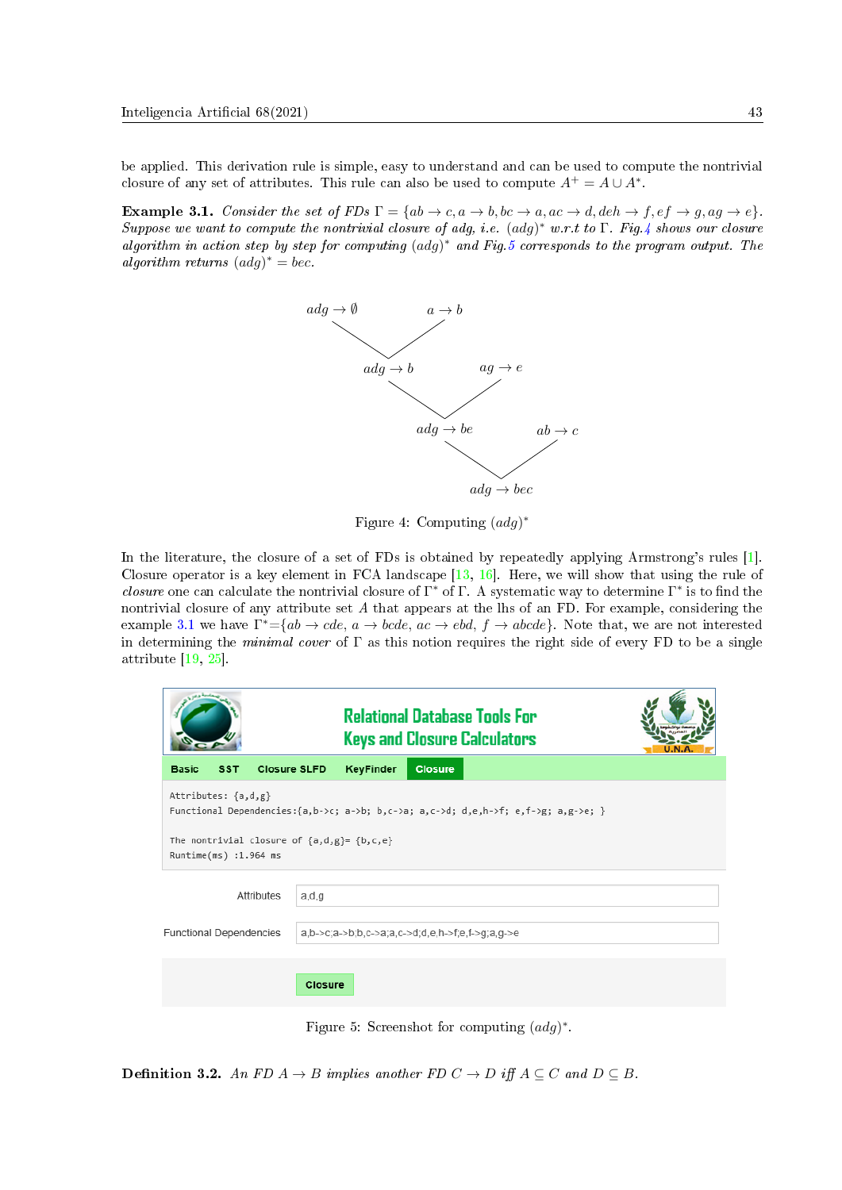be applied. This derivation rule is simple, easy to understand and can be used to compute the nontrivial closure of any set of attributes. This rule can also be used to compute $A^+ = A \cup A^*$.

**Example 3.1.** *Consider the set of FDs* $\Gamma = \{ab \to c, a \to b, bc \to a, ac \to d, deh \to f, ef \to g, ag \to e\}$. *Suppose we want to compute the nontrivial closure of adg, i.e.* $(adg)^*$ *w.r.t to* $\Gamma$. *Fig.4 shows our closure algorithm in action step by step for computing* $(adg)^*$ *and Fig.5 corresponds to the program output. The algorithm returns* $(adg)^* = bec$.

$adg \to \emptyset$ $\quad a \to b$

$adg \to b$ $\quad ag \to e$

$adg \to be$ $\quad ab \to c$

$adg \to bec$

Figure 4: Computing $(adg)^*$

In the literature, the closure of a set of FDs is obtained by repeatedly applying Armstrong's rules [1]. Closure operator is a key element in FCA landscape [13, 16]. Here, we will show that using the rule of *closure* one can calculate the nontrivial closure of $\Gamma^*$ of $\Gamma$. A systematic way to determine $\Gamma^*$ is to find the nontrivial closure of any attribute set $A$ that appears at the lhs of an FD. For example, considering the example 3.1 we have $\Gamma^* = \{ab \to cde,\ a \to bcde,\ ac \to ebd,\ f \to abcde\}$. Note that, we are not interested in determining the *minimal cover* of $\Gamma$ as this notion requires the right side of every FD to be a single attribute [19, 25].

Relational Database Tools For Keys and Closure Calculators

Basic | SST | Closure SLFD | KeyFinder | Closure

```
Attributes: {a,d,g}
Functional Dependencies:{a,b->c; a->b; b,c->a; a,c->d; d,e,h->f; e,f->g; a,g->e; }

The nontrivial closure of {a,d,g}= {b,c,e}
Runtime(ms) :1.964 ms
```

Attributes: a,d,g

Functional Dependencies: a,b->c;a->b;b,c->a;a,c->d;d,e,h->f;e,f->g;a,g->e

Closure

Figure 5: Screenshot for computing $(adg)^*$.

**Definition 3.2.** *An FD* $A \to B$ *implies another FD* $C \to D$ *iff* $A \subseteq C$ *and* $D \subseteq B$.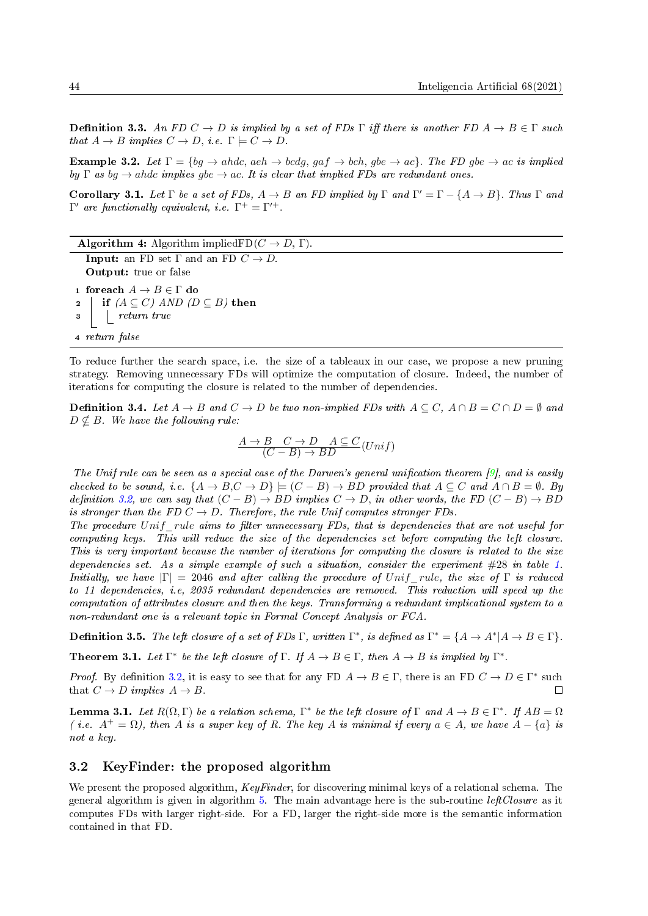**Definition 3.3.** *An FD $C \to D$ is implied by a set of FDs $\Gamma$ iff there is another FD $A \to B \in \Gamma$ such that $A \to B$ implies $C \to D$, i.e. $\Gamma \models C \to D$.*

**Example 3.2.** *Let $\Gamma = \{bg \to ahdc, aeh \to bcdg, gaf \to bch, gbe \to ac\}$. The FD $gbe \to ac$ is implied by $\Gamma$ as $bg \to ahdc$ implies $gbe \to ac$. It is clear that implied FDs are redundant ones.*

**Corollary 3.1.** *Let $\Gamma$ be a set of FDs, $A \to B$ an FD implied by $\Gamma$ and $\Gamma' = \Gamma - \{A \to B\}$. Thus $\Gamma$ and $\Gamma'$ are functionally equivalent, i.e. $\Gamma^+ = \Gamma'^+$.*

**Algorithm 4:** Algorithm impliedFD($C \to D$, $\Gamma$).

```
Input: an FD set Γ and an FD C → D.
Output: true or false
1 foreach A → B ∈ Γ do
2     if (A ⊆ C) AND (D ⊆ B) then
3         return true
4 return false
```

To reduce further the search space, i.e. the size of a tableaux in our case, we propose a new pruning strategy. Removing unnecessary FDs will optimize the computation of closure. Indeed, the number of iterations for computing the closure is related to the number of dependencies.

**Definition 3.4.** *Let $A \to B$ and $C \to D$ be two non-implied FDs with $A \subseteq C$, $A \cap B = C \cap D = \emptyset$ and $D \nsubseteq B$. We have the following rule:*

$$\frac{A \to B \quad C \to D \quad A \subseteq C}{(C - B) \to BD}(Unif)$$

*The Unif rule can be seen as a special case of the Darwen's general unification theorem [9], and is easily checked to be sound, i.e. $\{A \to B, C \to D\} \models (C - B) \to BD$ provided that $A \subseteq C$ and $A \cap B = \emptyset$. By definition 3.2, we can say that $(C - B) \to BD$ implies $C \to D$, in other words, the FD $(C - B) \to BD$ is stronger than the FD $C \to D$. Therefore, the rule Unif computes stronger FDs.*
*The procedure $Unif\_rule$ aims to filter unnecessary FDs, that is dependencies that are not useful for computing keys. This will reduce the size of the dependencies set before computing the left closure. This is very important because the number of iterations for computing the closure is related to the size dependencies set. As a simple example of such a situation, consider the experiment #28 in table 1. Initially, we have $|\Gamma| = 2046$ and after calling the procedure of $Unif\_rule$, the size of $\Gamma$ is reduced to 11 dependencies, i.e, 2035 redundant dependencies are removed. This reduction will speed up the computation of attributes closure and then the keys. Transforming a redundant implicational system to a non-redundant one is a relevant topic in Formal Concept Analysis or FCA.*

**Definition 3.5.** *The left closure of a set of FDs $\Gamma$, written $\Gamma^*$, is defined as $\Gamma^* = \{A \to A^* | A \to B \in \Gamma\}$.*

**Theorem 3.1.** *Let $\Gamma^*$ be the left closure of $\Gamma$. If $A \to B \in \Gamma$, then $A \to B$ is implied by $\Gamma^*$.*

*Proof.* By definition 3.2, it is easy to see that for any FD $A \to B \in \Gamma$, there is an FD $C \to D \in \Gamma^*$ such that $C \to D$ *implies* $A \to B$. $\square$

**Lemma 3.1.** *Let $R(\Omega, \Gamma)$ be a relation schema, $\Gamma^*$ be the left closure of $\Gamma$ and $A \to B \in \Gamma^*$. If $AB = \Omega$ ( i.e. $A^+ = \Omega$), then $A$ is a super key of $R$. The key $A$ is minimal if every $a \in A$, we have $A - \{a\}$ is not a key.*

### 3.2 KeyFinder: the proposed algorithm

We present the proposed algorithm, *KeyFinder*, for discovering minimal keys of a relational schema. The general algorithm is given in algorithm 5. The main advantage here is the sub-routine *leftClosure* as it computes FDs with larger right-side. For a FD, larger the right-side more is the semantic information contained in that FD.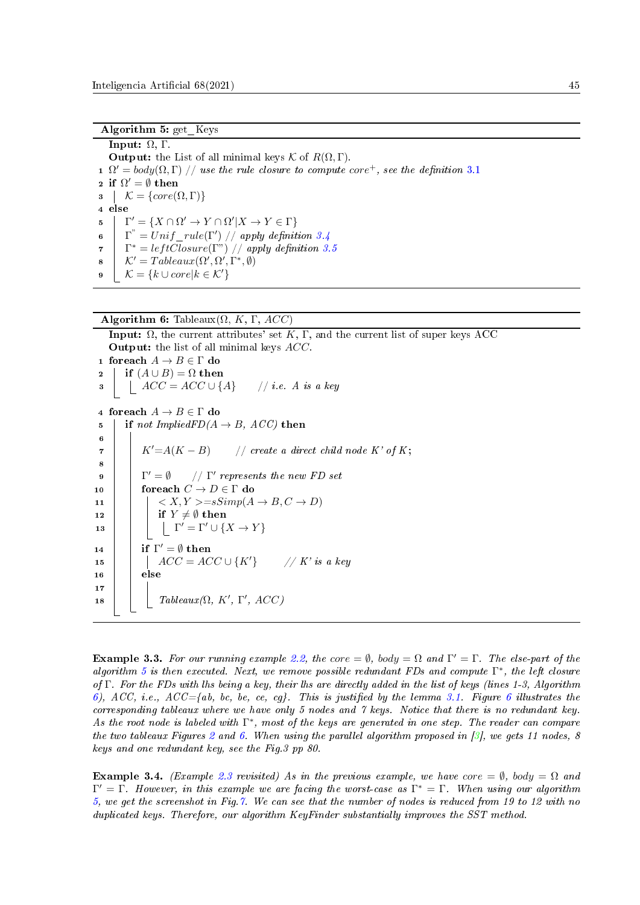**Algorithm 5:** get_Keys

```
   Input: Ω, Γ.
   Output: the List of all minimal keys 𝒦 of R(Ω, Γ).
1  Ω' = body(Ω, Γ) // use the rule closure to compute core⁺, see the definition 3.1
2  if Ω' = ∅ then
3  |  𝒦 = {core(Ω, Γ)}
4  else
5  |  Γ' = {X ∩ Ω' → Y ∩ Ω' | X → Y ∈ Γ}
6  |  Γ" = Unif_rule(Γ') // apply definition 3.4
7  |  Γ* = leftClosure(Γ") // apply definition 3.5
8  |  𝒦' = Tableaux(Ω', Ω', Γ*, ∅)
9  |_ 𝒦 = {k ∪ core | k ∈ 𝒦'}
```

**Algorithm 6:** Tableaux(Ω, K, Γ, ACC)

```
   Input: Ω, the current attributes' set K, Γ, and the current list of super keys ACC
   Output: the list of all minimal keys ACC.
1  foreach A → B ∈ Γ do
2  |  if (A ∪ B) = Ω then
3  |_ |_ ACC = ACC ∪ {A}      // i.e. A is a key

4  foreach A → B ∈ Γ do
5  |  if not ImpliedFD(A → B, ACC) then
6  |  |
7  |  |  K'=A(K − B)      // create a direct child node K' of K;
8  |  |
9  |  |  Γ' = ∅      // Γ' represents the new FD set
10 |  |  foreach C → D ∈ Γ do
11 |  |  |  < X, Y >=sSimp(A → B, C → D)
12 |  |  |  if Y ≠ ∅ then
13 |  |  |_ |_ Γ' = Γ' ∪ {X → Y}
14 |  |  if Γ' = ∅ then
15 |  |  |  ACC = ACC ∪ {K'}      // K' is a key
16 |  |  else
17 |  |  |
18 |_ |_ |_ Tableaux(Ω, K', Γ', ACC)
```

**Example 3.3.** *For our running example 2.2, the core = ∅, body = Ω and Γ' = Γ. The else-part of the algorithm 5 is then executed. Next, we remove possible redundant FDs and compute Γ\*, the left closure of Γ. For the FDs with lhs being a key, their lhs are directly added in the list of keys (lines 1-3, Algorithm 6), ACC, i.e., ACC={ab, bc, be, ce, cg}. This is justified by the lemma 3.1. Figure 6 illustrates the corresponding tableaux where we have only 5 nodes and 7 keys. Notice that there is no redundant key. As the root node is labeled with Γ\*, most of the keys are generated in one step. The reader can compare the two tableaux Figures 2 and 6. When using the parallel algorithm proposed in [3], we gets 11 nodes, 8 keys and one redundant key, see the Fig.3 pp 80.*

**Example 3.4.** *(Example 2.3 revisited) As in the previous example, we have core = ∅, body = Ω and Γ' = Γ. However, in this example we are facing the worst-case as Γ\* = Γ. When using our algorithm 5, we get the screenshot in Fig.7. We can see that the number of nodes is reduced from 19 to 12 with no duplicated keys. Therefore, our algorithm KeyFinder substantially improves the SST method.*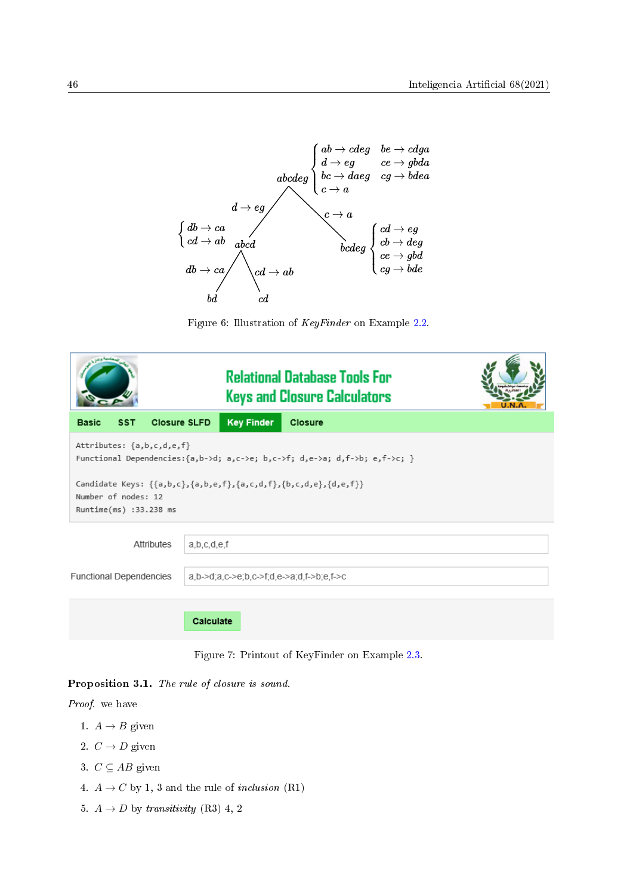$$abcdeg \left\{ \begin{array}{ll} ab \to cdeg & be \to cdga \\ d \to eg & ce \to gbda \\ bc \to daeg & cg \to bdea \\ c \to a & \end{array} \right.$$

- $abcdeg$ with $d \to eg$ yields $abcd$, with $\left\{ \begin{array}{l} db \to ca \\ cd \to ab \end{array} \right.$
  - $abcd$ with $db \to ca$ yields $bd$
  - $abcd$ with $cd \to ab$ yields $cd$
- $abcdeg$ with $c \to a$ yields $bcdeg$, with $\left\{ \begin{array}{l} cd \to eg \\ cb \to deg \\ ce \to gbd \\ cg \to bde \end{array} \right.$

Figure 6: Illustration of *KeyFinder* on Example 2.2.

**Relational Database Tools For Keys and Closure Calculators**

Basic | SST | Closure SLFD | **Key Finder** | Closure

```
Attributes: {a,b,c,d,e,f}
Functional Dependencies:{a,b->d; a,c->e; b,c->f; d,e->a; d,f->b; e,f->c; }

Candidate Keys: {{a,b,c},{a,b,e,f},{a,c,d,f},{b,c,d,e},{d,e,f}}
Number of nodes: 12
Runtime(ms) :33.238 ms
```

Attributes: a,b,c,d,e,f

Functional Dependencies: a,b->d;a,c->e;b,c->f;d,e->a;d,f->b;e,f->c

Calculate

Figure 7: Printout of KeyFinder on Example 2.3.

**Proposition 3.1.** *The rule of closure is sound.*

*Proof.* we have

1. $A \to B$ given
2. $C \to D$ given
3. $C \subseteq AB$ given
4. $A \to C$ by 1, 3 and the rule of *inclusion* (R1)
5. $A \to D$ by *transitivity* (R3) 4, 2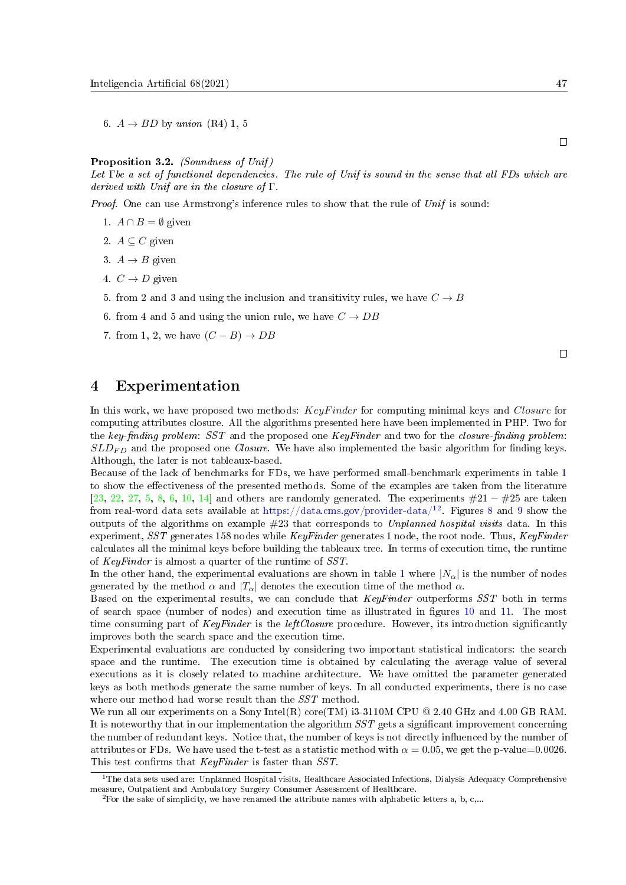6. $A \rightarrow BD$ by *union* (R4) 1, 5

□

**Proposition 3.2.** *(Soundness of Unif)*
*Let* $\Gamma$ *be a set of functional dependencies. The rule of Unif is sound in the sense that all FDs which are derived with Unif are in the closure of* $\Gamma$.

*Proof.* One can use Armstrong's inference rules to show that the rule of *Unif* is sound:

1. $A \cap B = \emptyset$ given
2. $A \subseteq C$ given
3. $A \rightarrow B$ given
4. $C \rightarrow D$ given
5. from 2 and 3 and using the inclusion and transitivity rules, we have $C \rightarrow B$
6. from 4 and 5 and using the union rule, we have $C \rightarrow DB$
7. from 1, 2, we have $(C - B) \rightarrow DB$

□

# 4 Experimentation

In this work, we have proposed two methods: $KeyFinder$ for computing minimal keys and $Closure$ for computing attributes closure. All the algorithms presented here have been implemented in PHP. Two for the *key-finding problem*: *SST* and the proposed one *KeyFinder* and two for the *closure-finding problem*: $SLD_{FD}$ and the proposed one *Closure*. We have also implemented the basic algorithm for finding keys. Although, the later is not tableaux-based.

Because of the lack of benchmarks for FDs, we have performed small-benchmark experiments in table 1 to show the effectiveness of the presented methods. Some of the examples are taken from the literature [23, 22, 27, 5, 8, 6, 10, 14] and others are randomly generated. The experiments #21 − #25 are taken from real-word data sets available at https://data.cms.gov/provider-data/[1][2]. Figures 8 and 9 show the outputs of the algorithms on example #23 that corresponds to *Unplanned hospital visits* data. In this experiment, *SST* generates 158 nodes while *KeyFinder* generates 1 node, the root node. Thus, *KeyFinder* calculates all the minimal keys before building the tableaux tree. In terms of execution time, the runtime of *KeyFinder* is almost a quarter of the runtime of *SST*.

In the other hand, the experimental evaluations are shown in table 1 where $|N_\alpha|$ is the number of nodes generated by the method $\alpha$ and $|T_\alpha|$ denotes the execution time of the method $\alpha$.

Based on the experimental results, we can conclude that *KeyFinder* outperforms *SST* both in terms of search space (number of nodes) and execution time as illustrated in figures 10 and 11. The most time consuming part of *KeyFinder* is the *leftClosure* procedure. However, its introduction significantly improves both the search space and the execution time.

Experimental evaluations are conducted by considering two important statistical indicators: the search space and the runtime. The execution time is obtained by calculating the average value of several executions as it is closely related to machine architecture. We have omitted the parameter generated keys as both methods generate the same number of keys. In all conducted experiments, there is no case where our method had worse result than the *SST* method.

We run all our experiments on a Sony Intel(R) core(TM) i3-3110M CPU @ 2.40 GHz and 4.00 GB RAM. It is noteworthy that in our implementation the algorithm *SST* gets a significant improvement concerning the number of redundant keys. Notice that, the number of keys is not directly influenced by the number of attributes or FDs. We have used the t-test as a statistic method with $\alpha = 0.05$, we get the p-value=0.0026. This test confirms that *KeyFinder* is faster than *SST*.

[1] The data sets used are: Unplanned Hospital visits, Healthcare Associated Infections, Dialysis Adequacy Comprehensive measure, Outpatient and Ambulatory Surgery Consumer Assessment of Healthcare.

[2] For the sake of simplicity, we have renamed the attribute names with alphabetic letters a, b, c,...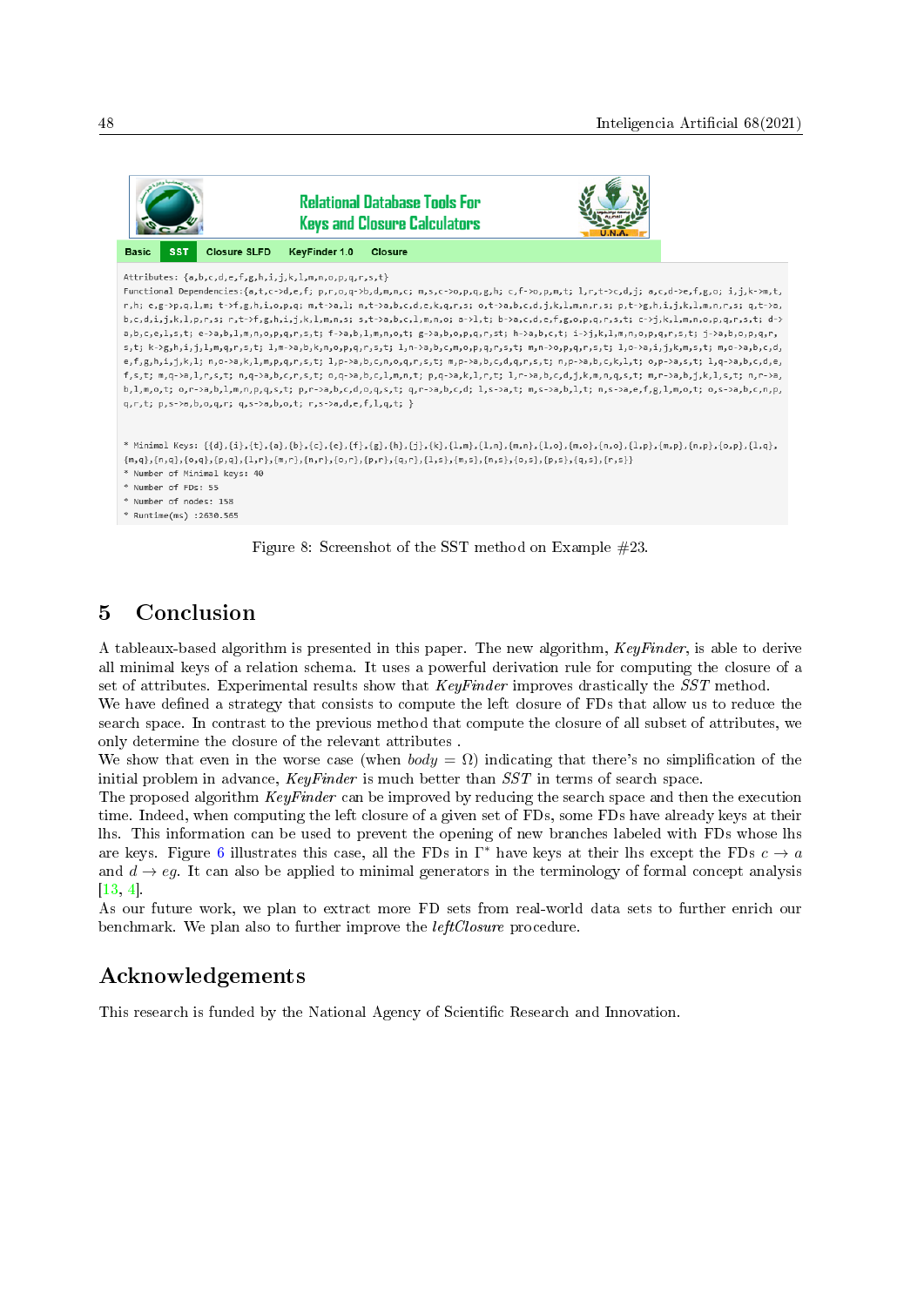Figure 8: Screenshot of the SST method on Example #23.

## 5 Conclusion

A tableaux-based algorithm is presented in this paper. The new algorithm, *KeyFinder*, is able to derive all minimal keys of a relation schema. It uses a powerful derivation rule for computing the closure of a set of attributes. Experimental results show that *KeyFinder* improves drastically the *SST* method.

We have defined a strategy that consists to compute the left closure of FDs that allow us to reduce the search space. In contrast to the previous method that compute the closure of all subset of attributes, we only determine the closure of the relevant attributes .

We show that even in the worse case (when $body = \Omega$) indicating that there's no simplification of the initial problem in advance, *KeyFinder* is much better than *SST* in terms of search space.

The proposed algorithm *KeyFinder* can be improved by reducing the search space and then the execution time. Indeed, when computing the left closure of a given set of FDs, some FDs have already keys at their lhs. This information can be used to prevent the opening of new branches labeled with FDs whose lhs are keys. Figure 6 illustrates this case, all the FDs in $\Gamma^*$ have keys at their lhs except the FDs $c \to a$ and $d \to eg$. It can also be applied to minimal generators in the terminology of formal concept analysis [13, 4].

As our future work, we plan to extract more FD sets from real-world data sets to further enrich our benchmark. We plan also to further improve the *leftClosure* procedure.

## Acknowledgements

This research is funded by the National Agency of Scientific Research and Innovation.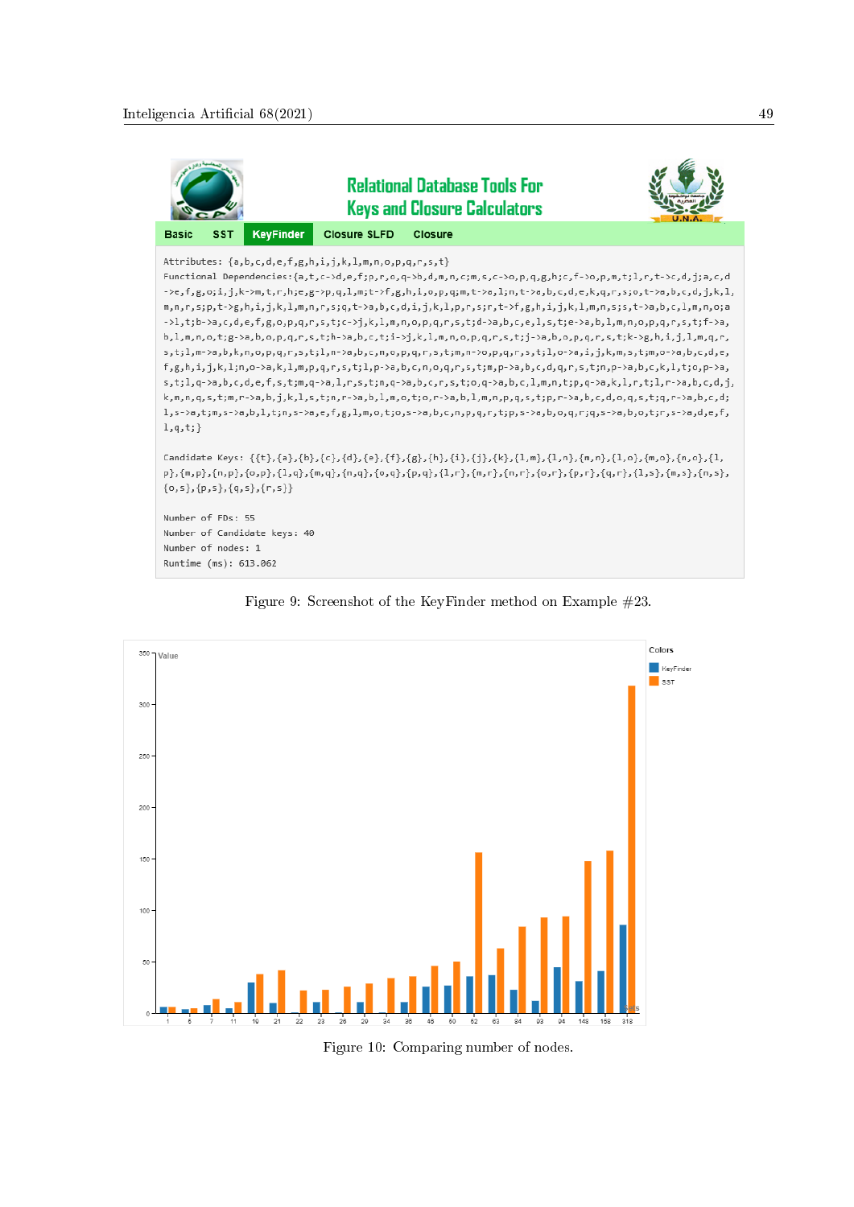Relational Database Tools For Keys and Closure Calculators

Basic SST KeyFinder Closure SLFD Closure

```
Attributes: {a,b,c,d,e,f,g,h,i,j,k,l,m,n,o,p,q,r,s,t}
Functional Dependencies:{a,t,c->d,e,f;p,r,o,q->b,d,m,n,c;m,s,c->o,p,q,g,h;c,f->o,p,m,t;l,r,t->c,d,j;a,c,d
->e,f,g,o;i,j,k->m,t,r,h;e,g->p,q,l,m;t->f,g,h,i,o,p,q;m,t->a,l;n,t->a,b,c,d,e,k,q,r,s;o,t->a,b,c,d,j,k,l,
m,n,r,s;p,t->g,h,i,j,k,l,m,n,r,s;q,t->a,b,c,d,i,j,k,l,p,r,s;r,t->f,g,h,i,j,k,l,m,n,s;s,t->a,b,c,l,m,n,o;a
->l,t;b->a,c,d,e,f,g,o,p,q,r,s,t;c->j,k,l,m,n,o,p,q,r,s,t;d->a,b,c,e,l,s,t;e->a,b,l,m,n,o,p,q,r,s,t;f->a,
b,l,m,n,o,t;g->a,b,o,p,q,r,s,t;h->a,b,c,t;i->j,k,l,m,n,o,p,q,r,s,t;j->a,b,o,p,q,r,s,t;k->g,h,i,j,l,m,q,r,
s,t;l,m->a,b,k,n,o,p,q,r,s,t;l,n->a,b,c,m,o,p,q,r,s,t;m,n->o,p,q,r,s,t;l,o->a,i,j,k,m,s,t;m,o->a,b,c,d,e,
f,g,h,i,j,k,l;n,o->a,k,l,m,p,q,r,s,t;l,p->a,b,c,n,o,q,r,s,t;m,p->a,b,c,d,q,r,s,t;n,p->a,b,c,k,l,t;o,p->a,
s,t;l,q->a,b,c,d,e,f,s,t;m,q->a,l,r,s,t;n,q->a,b,c,r,s,t;o,q->a,b,c,l,m,n,t;p,q->a,k,l,r,t;l,r->a,b,c,d,j,
k,m,n,q,s,t;m,r->a,b,j,k,l,s,t;n,r->a,b,l,m,o,t;o,r->a,b,l,m,n,p,q,s,t;p,r->a,b,c,d,o,q,s,t;q,r->a,b,c,d;
l,s->a,t;m,s->a,b,l,t;n,s->a,e,f,g,l,m,o,t;o,s->a,b,c,n,p,q,r,t;p,s->a,b,o,q,r;q,s->a,b,o,t;r,s->a,d,e,f,
l,q,t;}

Candidate Keys: {{t},{a},{b},{c},{d},{e},{f},{g},{h},{i},{j},{k},{l,m},{l,n},{m,n},{l,o},{m,o},{n,o},{l,
p},{m,p},{n,p},{o,p},{l,q},{m,q},{n,q},{o,q},{p,q},{l,r},{m,r},{n,r},{o,r},{p,r},{q,r},{l,s},{m,s},{n,s},
{o,s},{p,s},{q,s},{r,s}}

Number of FDs: 55
Number of Candidate keys: 40
Number of nodes: 1
Runtime (ms): 613.062
```

Figure 9: Screenshot of the KeyFinder method on Example #23.

Figure 10: Comparing number of nodes.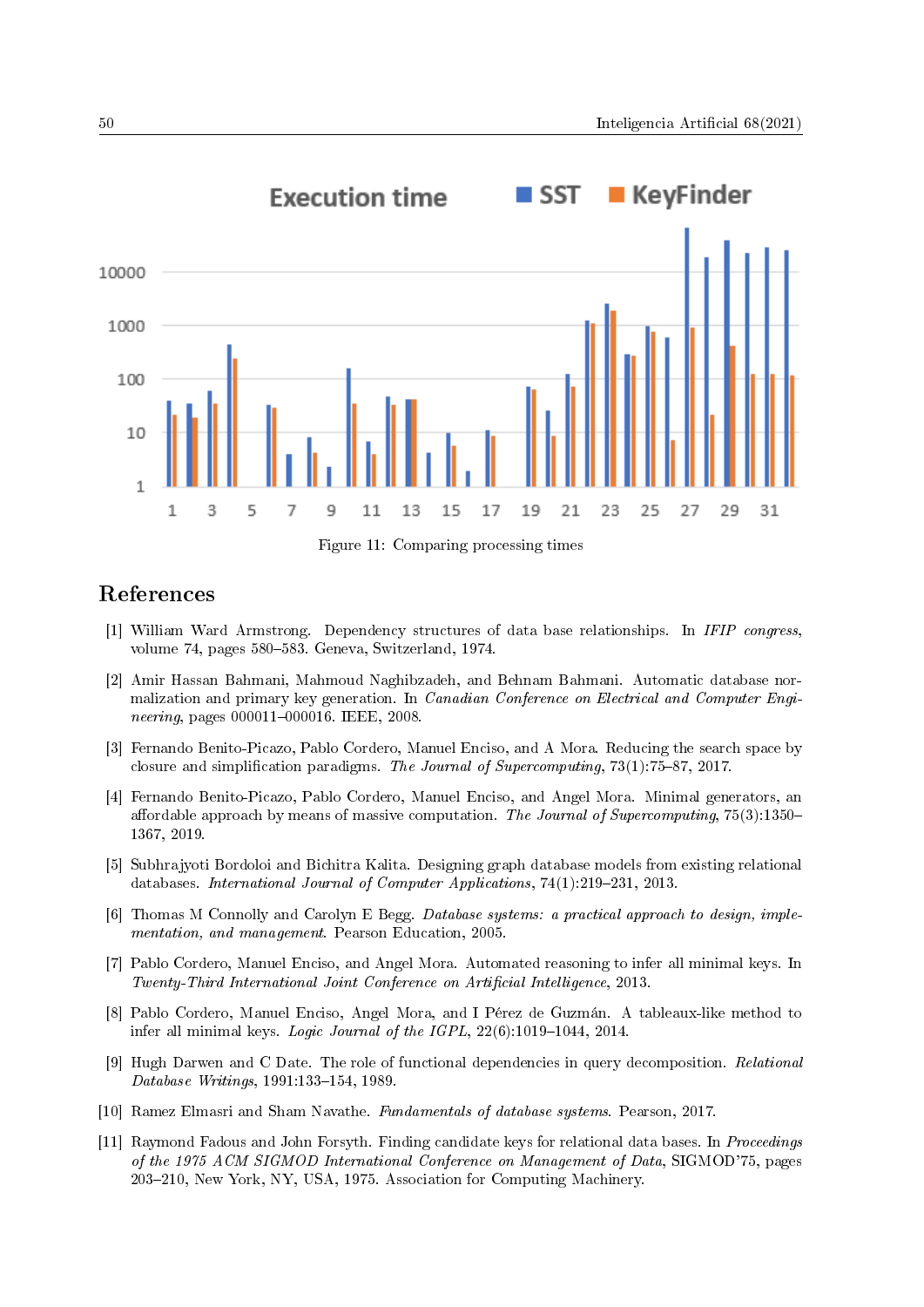Figure 11: Comparing processing times

## References

[1] William Ward Armstrong. Dependency structures of data base relationships. In *IFIP congress*, volume 74, pages 580–583. Geneva, Switzerland, 1974.

[2] Amir Hassan Bahmani, Mahmoud Naghibzadeh, and Behnam Bahmani. Automatic database normalization and primary key generation. In *Canadian Conference on Electrical and Computer Engineering*, pages 000011–000016. IEEE, 2008.

[3] Fernando Benito-Picazo, Pablo Cordero, Manuel Enciso, and A Mora. Reducing the search space by closure and simplification paradigms. *The Journal of Supercomputing*, 73(1):75–87, 2017.

[4] Fernando Benito-Picazo, Pablo Cordero, Manuel Enciso, and Angel Mora. Minimal generators, an affordable approach by means of massive computation. *The Journal of Supercomputing*, 75(3):1350–1367, 2019.

[5] Subhrajyoti Bordoloi and Bichitra Kalita. Designing graph database models from existing relational databases. *International Journal of Computer Applications*, 74(1):219–231, 2013.

[6] Thomas M Connolly and Carolyn E Begg. *Database systems: a practical approach to design, implementation, and management*. Pearson Education, 2005.

[7] Pablo Cordero, Manuel Enciso, and Angel Mora. Automated reasoning to infer all minimal keys. In *Twenty-Third International Joint Conference on Artificial Intelligence*, 2013.

[8] Pablo Cordero, Manuel Enciso, Angel Mora, and I Pérez de Guzmán. A tableaux-like method to infer all minimal keys. *Logic Journal of the IGPL*, 22(6):1019–1044, 2014.

[9] Hugh Darwen and C Date. The role of functional dependencies in query decomposition. *Relational Database Writings*, 1991:133–154, 1989.

[10] Ramez Elmasri and Sham Navathe. *Fundamentals of database systems*. Pearson, 2017.

[11] Raymond Fadous and John Forsyth. Finding candidate keys for relational data bases. In *Proceedings of the 1975 ACM SIGMOD International Conference on Management of Data*, SIGMOD'75, pages 203–210, New York, NY, USA, 1975. Association for Computing Machinery.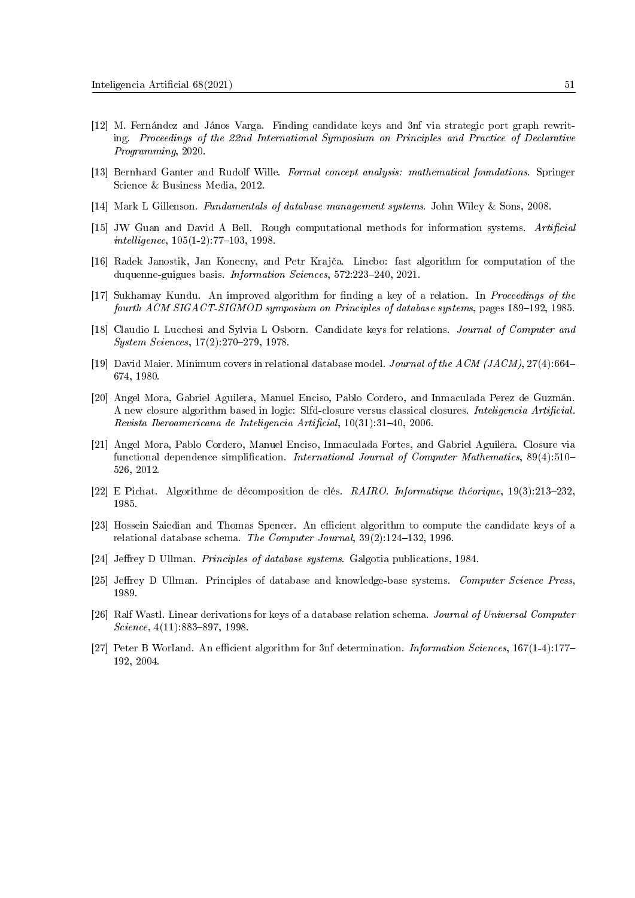[12] M. Fernández and János Varga. Finding candidate keys and 3nf via strategic port graph rewriting. *Proceedings of the 22nd International Symposium on Principles and Practice of Declarative Programming*, 2020.

[13] Bernhard Ganter and Rudolf Wille. *Formal concept analysis: mathematical foundations*. Springer Science & Business Media, 2012.

[14] Mark L Gillenson. *Fundamentals of database management systems*. John Wiley & Sons, 2008.

[15] JW Guan and David A Bell. Rough computational methods for information systems. *Artificial intelligence*, 105(1-2):77–103, 1998.

[16] Radek Janostik, Jan Konecny, and Petr Krajča. Lincbo: fast algorithm for computation of the duquenne-guigues basis. *Information Sciences*, 572:223–240, 2021.

[17] Sukhamay Kundu. An improved algorithm for finding a key of a relation. In *Proceedings of the fourth ACM SIGACT-SIGMOD symposium on Principles of database systems*, pages 189–192, 1985.

[18] Claudio L Lucchesi and Sylvia L Osborn. Candidate keys for relations. *Journal of Computer and System Sciences*, 17(2):270–279, 1978.

[19] David Maier. Minimum covers in relational database model. *Journal of the ACM (JACM)*, 27(4):664–674, 1980.

[20] Angel Mora, Gabriel Aguilera, Manuel Enciso, Pablo Cordero, and Inmaculada Perez de Guzmán. A new closure algorithm based in logic: Slfd-closure versus classical closures. *Inteligencia Artificial. Revista Iberoamericana de Inteligencia Artificial*, 10(31):31–40, 2006.

[21] Angel Mora, Pablo Cordero, Manuel Enciso, Inmaculada Fortes, and Gabriel Aguilera. Closure via functional dependence simplification. *International Journal of Computer Mathematics*, 89(4):510–526, 2012.

[22] E Pichat. Algorithme de décomposition de clés. *RAIRO. Informatique théorique*, 19(3):213–232, 1985.

[23] Hossein Saiedian and Thomas Spencer. An efficient algorithm to compute the candidate keys of a relational database schema. *The Computer Journal*, 39(2):124–132, 1996.

[24] Jeffrey D Ullman. *Principles of database systems*. Galgotia publications, 1984.

[25] Jeffrey D Ullman. Principles of database and knowledge-base systems. *Computer Science Press*, 1989.

[26] Ralf Wastl. Linear derivations for keys of a database relation schema. *Journal of Universal Computer Science*, 4(11):883–897, 1998.

[27] Peter B Worland. An efficient algorithm for 3nf determination. *Information Sciences*, 167(1-4):177–192, 2004.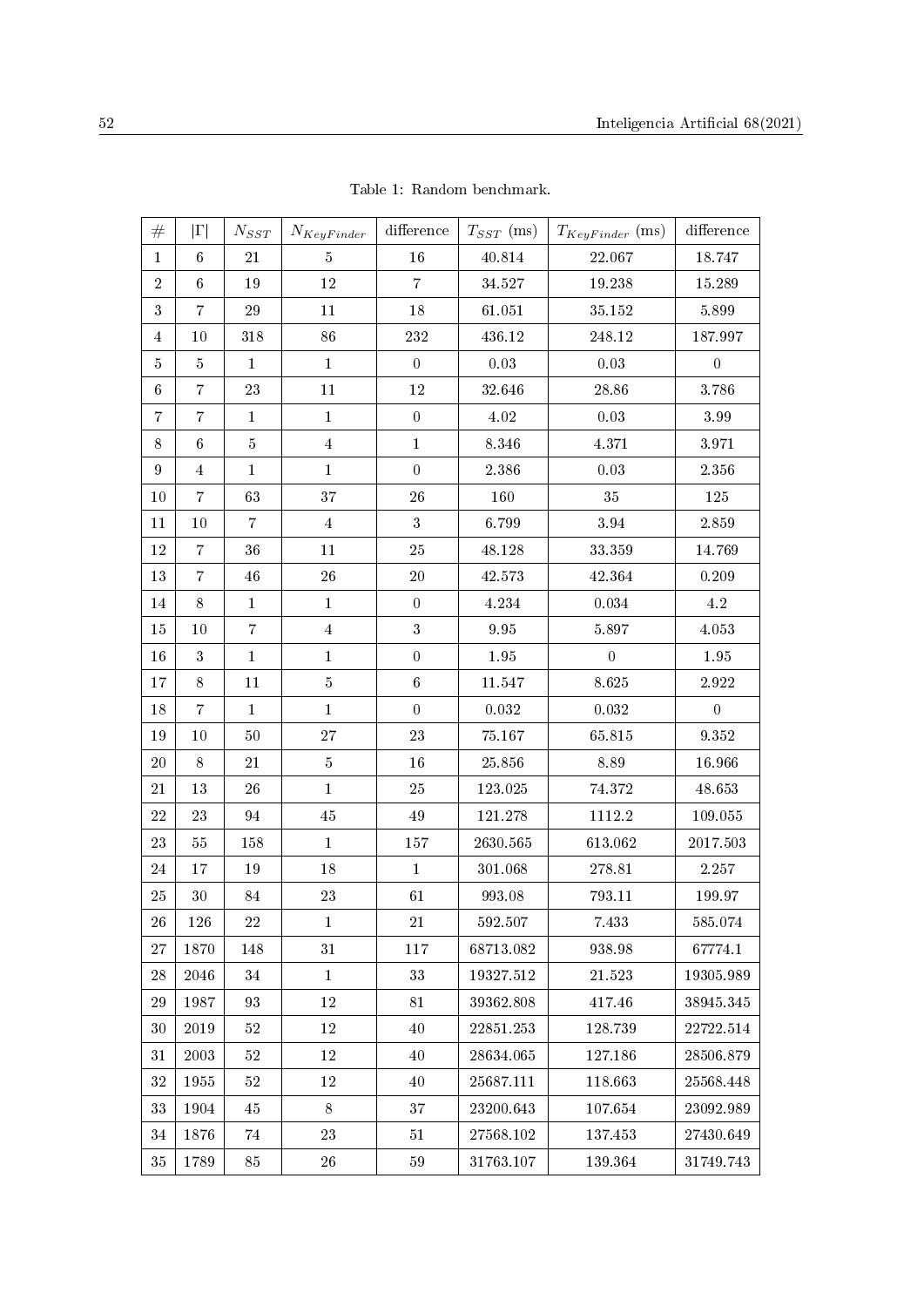Table 1: Random benchmark.

| # | $\|\Gamma\|$ | $N_{SST}$ | $N_{KeyFinder}$ | difference | $T_{SST}$ (ms) | $T_{KeyFinder}$ (ms) | difference |
|---|---|---|---|---|---|---|---|
| 1 | 6 | 21 | 5 | 16 | 40.814 | 22.067 | 18.747 |
| 2 | 6 | 19 | 12 | 7 | 34.527 | 19.238 | 15.289 |
| 3 | 7 | 29 | 11 | 18 | 61.051 | 35.152 | 5.899 |
| 4 | 10 | 318 | 86 | 232 | 436.12 | 248.12 | 187.997 |
| 5 | 5 | 1 | 1 | 0 | 0.03 | 0.03 | 0 |
| 6 | 7 | 23 | 11 | 12 | 32.646 | 28.86 | 3.786 |
| 7 | 7 | 1 | 1 | 0 | 4.02 | 0.03 | 3.99 |
| 8 | 6 | 5 | 4 | 1 | 8.346 | 4.371 | 3.971 |
| 9 | 4 | 1 | 1 | 0 | 2.386 | 0.03 | 2.356 |
| 10 | 7 | 63 | 37 | 26 | 160 | 35 | 125 |
| 11 | 10 | 7 | 4 | 3 | 6.799 | 3.94 | 2.859 |
| 12 | 7 | 36 | 11 | 25 | 48.128 | 33.359 | 14.769 |
| 13 | 7 | 46 | 26 | 20 | 42.573 | 42.364 | 0.209 |
| 14 | 8 | 1 | 1 | 0 | 4.234 | 0.034 | 4.2 |
| 15 | 10 | 7 | 4 | 3 | 9.95 | 5.897 | 4.053 |
| 16 | 3 | 1 | 1 | 0 | 1.95 | 0 | 1.95 |
| 17 | 8 | 11 | 5 | 6 | 11.547 | 8.625 | 2.922 |
| 18 | 7 | 1 | 1 | 0 | 0.032 | 0.032 | 0 |
| 19 | 10 | 50 | 27 | 23 | 75.167 | 65.815 | 9.352 |
| 20 | 8 | 21 | 5 | 16 | 25.856 | 8.89 | 16.966 |
| 21 | 13 | 26 | 1 | 25 | 123.025 | 74.372 | 48.653 |
| 22 | 23 | 94 | 45 | 49 | 121.278 | 1112.2 | 109.055 |
| 23 | 55 | 158 | 1 | 157 | 2630.565 | 613.062 | 2017.503 |
| 24 | 17 | 19 | 18 | 1 | 301.068 | 278.81 | 2.257 |
| 25 | 30 | 84 | 23 | 61 | 993.08 | 793.11 | 199.97 |
| 26 | 126 | 22 | 1 | 21 | 592.507 | 7.433 | 585.074 |
| 27 | 1870 | 148 | 31 | 117 | 68713.082 | 938.98 | 67774.1 |
| 28 | 2046 | 34 | 1 | 33 | 19327.512 | 21.523 | 19305.989 |
| 29 | 1987 | 93 | 12 | 81 | 39362.808 | 417.46 | 38945.345 |
| 30 | 2019 | 52 | 12 | 40 | 22851.253 | 128.739 | 22722.514 |
| 31 | 2003 | 52 | 12 | 40 | 28634.065 | 127.186 | 28506.879 |
| 32 | 1955 | 52 | 12 | 40 | 25687.111 | 118.663 | 25568.448 |
| 33 | 1904 | 45 | 8 | 37 | 23200.643 | 107.654 | 23092.989 |
| 34 | 1876 | 74 | 23 | 51 | 27568.102 | 137.453 | 27430.649 |
| 35 | 1789 | 85 | 26 | 59 | 31763.107 | 139.364 | 31749.743 |